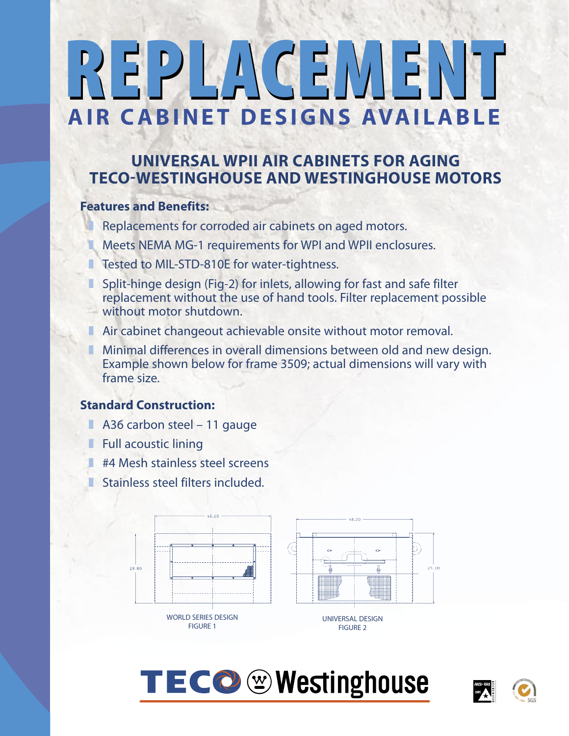# REPLACEMENT

## AIR CABINET DESIGNS AVAILABLE

### UNIVERSAL WPII AIR CABINETS FOR AGING TECO-WESTINGHOUSE AND WESTINGHOUSE MOTORS

**Features and Benefits:**

- Replacements for corroded air cabinets on aged motors.
- Meets NEMA MG-1 requirements for WPI and WPII enclosures.
- Tested to MIL-STD-810E for water-tightness.
- Split-hinge design (Fig-2) for inlets, allowing for fast and safe filter replacement without the use of hand tools. Filter replacement possible without motor shutdown.
- Air cabinet changeout achievable onsite without motor removal.
- Minimal differences in overall dimensions between old and new design. Example shown below for frame 3509; actual dimensions will vary with frame size.

**Standard Construction:**

- A36 carbon steel – 11 gauge
- Full acoustic lining
- #4 Mesh stainless steel screens
- Stainless steel filters included.

48.20

28.80

WORLD SERIES DESIGN
FIGURE 1

48.20

29.10

UNIVERSAL DESIGN
FIGURE 2

TECO Westinghouse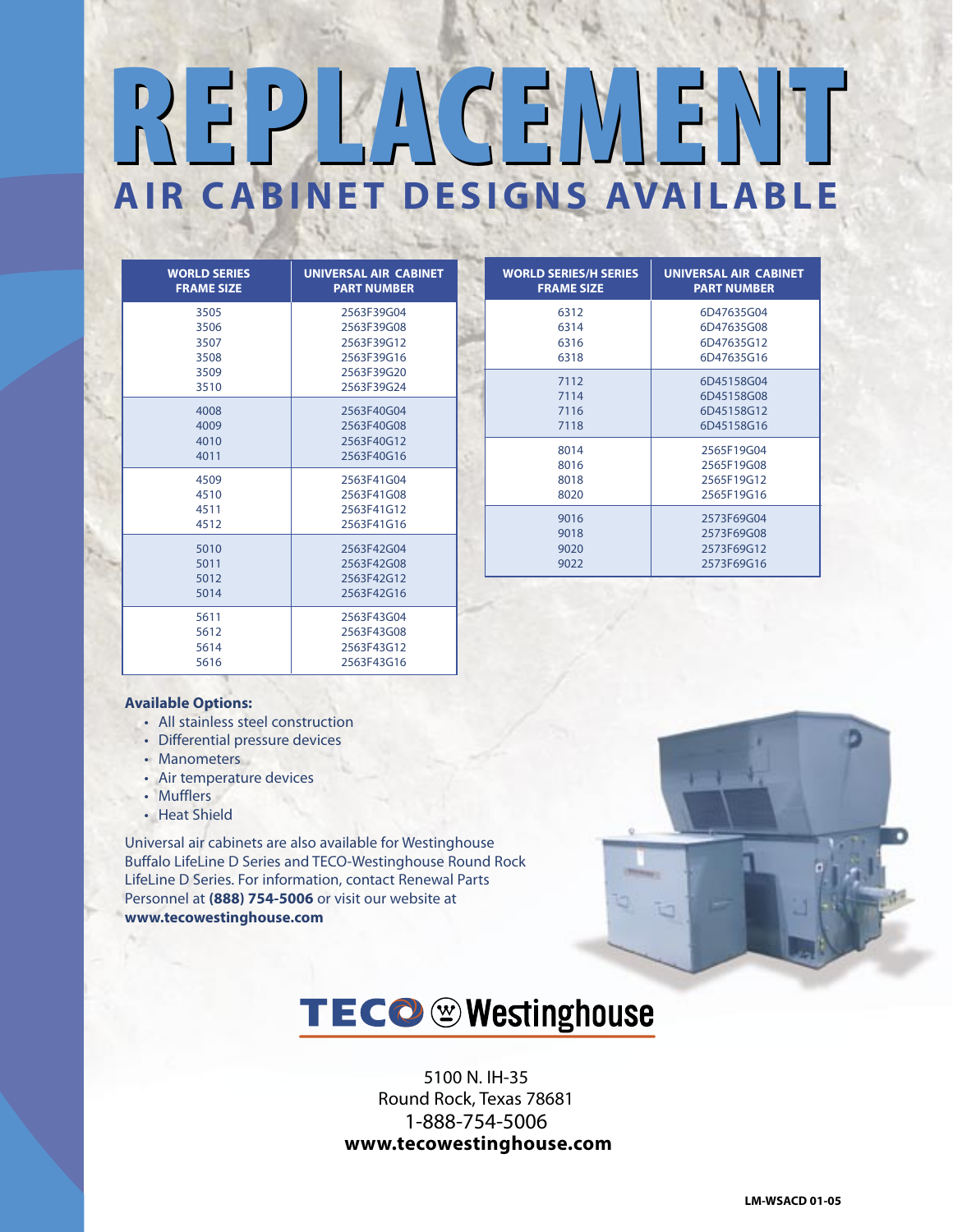# REPLACEMENT

## AIR CABINET DESIGNS AVAILABLE

| WORLD SERIES FRAME SIZE | UNIVERSAL AIR CABINET PART NUMBER |
|---|---|
| 3505 | 2563F39G04 |
| 3506 | 2563F39G08 |
| 3507 | 2563F39G12 |
| 3508 | 2563F39G16 |
| 3509 | 2563F39G20 |
| 3510 | 2563F39G24 |
| 4008 | 2563F40G04 |
| 4009 | 2563F40G08 |
| 4010 | 2563F40G12 |
| 4011 | 2563F40G16 |
| 4509 | 2563F41G04 |
| 4510 | 2563F41G08 |
| 4511 | 2563F41G12 |
| 4512 | 2563F41G16 |
| 5010 | 2563F42G04 |
| 5011 | 2563F42G08 |
| 5012 | 2563F42G12 |
| 5014 | 2563F42G16 |
| 5611 | 2563F43G04 |
| 5612 | 2563F43G08 |
| 5614 | 2563F43G12 |
| 5616 | 2563F43G16 |

| WORLD SERIES/H SERIES FRAME SIZE | UNIVERSAL AIR CABINET PART NUMBER |
|---|---|
| 6312 | 6D47635G04 |
| 6314 | 6D47635G08 |
| 6316 | 6D47635G12 |
| 6318 | 6D47635G16 |
| 7112 | 6D45158G04 |
| 7114 | 6D45158G08 |
| 7116 | 6D45158G12 |
| 7118 | 6D45158G16 |
| 8014 | 2565F19G04 |
| 8016 | 2565F19G08 |
| 8018 | 2565F19G12 |
| 8020 | 2565F19G16 |
| 9016 | 2573F69G04 |
| 9018 | 2573F69G08 |
| 9020 | 2573F69G12 |
| 9022 | 2573F69G16 |

**Available Options:**

- All stainless steel construction
- Differential pressure devices
- Manometers
- Air temperature devices
- Mufflers
- Heat Shield

Universal air cabinets are also available for Westinghouse Buffalo LifeLine D Series and TECO-Westinghouse Round Rock LifeLine D Series. For information, contact Renewal Parts Personnel at **(888) 754-5006** or visit our website at **www.tecowestinghouse.com**

TECO Westinghouse

5100 N. IH-35
Round Rock, Texas 78681
1-888-754-5006
**www.tecowestinghouse.com**

LM-WSACD 01-05